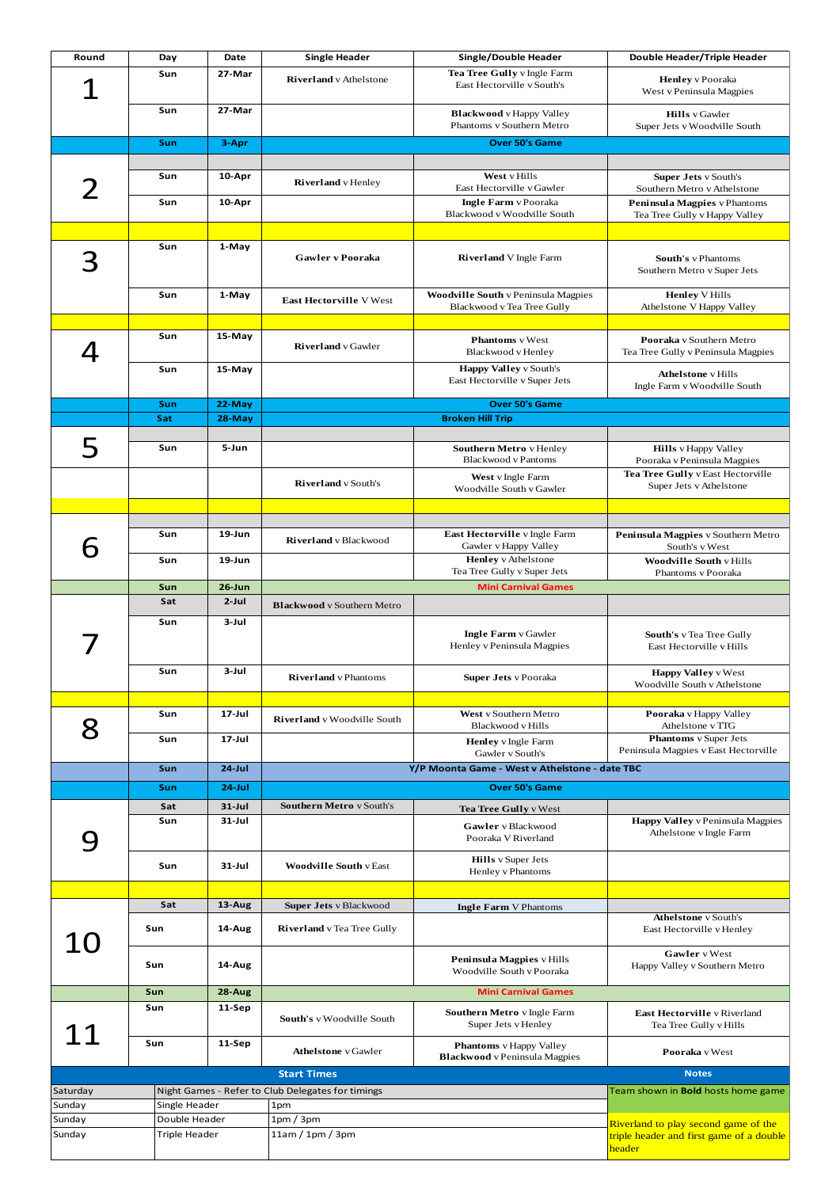| Round | Day | Date | Single Header | Single/Double Header | Double Header/Triple Header |
|---|---|---|---|---|---|
| 1 | Sun | 27-Mar | **Riverland** v Athelstone | **Tea Tree Gully** v Ingle Farm<br>East Hectorville v South's | **Henley** v Pooraka<br>West v Peninsula Magpies |
| | Sun | 27-Mar | | **Blackwood** v Happy Valley<br>Phantoms v Southern Metro | **Hills** v Gawler<br>Super Jets v Woodville South |
| | Sun | 3-Apr | Over 50's Game | | |
| 2 | | | | | |
| | Sun | 10-Apr | **Riverland** v Henley | **West** v Hills<br>East Hectorville v Gawler | **Super Jets** v South's<br>Southern Metro v Athelstone |
| | Sun | 10-Apr | | **Ingle Farm** v Pooraka<br>Blackwood v Woodville South | **Peninsula Magpies** v Phantoms<br>Tea Tree Gully v Happy Valley |
| | | | | | |
| 3 | Sun | 1-May | **Gawler v Pooraka** | **Riverland** V Ingle Farm | **South's** v Phantoms<br>Southern Metro v Super Jets |
| | Sun | 1-May | **East Hectorville** V West | **Woodville South** v Peninsula Magpies<br>Blackwood v Tea Tree Gully | **Henley** V Hills<br>Athelstone V Happy Valley |
| | | | | | |
| 4 | Sun | 15-May | **Riverland** v Gawler | **Phantoms** v West<br>Blackwood v Henley | **Pooraka** v Southern Metro<br>Tea Tree Gully v Peninsula Magpies |
| | Sun | 15-May | | **Happy Valley** v South's<br>East Hectorville v Super Jets | **Athelstone** v Hills<br>Ingle Farm v Woodville South |
| | Sun | 22-May | Over 50's Game | | |
| | Sat | 28-May | Broken Hill Trip | | |
| 5 | | | | | |
| | Sun | 5-Jun | | **Southern Metro** v Henley<br>Blackwood v Pantoms | **Hills** v Happy Valley<br>Pooraka v Peninsula Magpies |
| | | | **Riverland** v South's | **West** v Ingle Farm<br>Woodville South v Gawler | **Tea Tree Gully** v East Hectorville<br>Super Jets v Athelstone |
| | | | | | |
| 6 | | | | | |
| | Sun | 19-Jun | **Riverland** v Blackwood | **East Hectorville** v Ingle Farm<br>Gawler v Happy Valley | **Peninsula Magpies** v Southern Metro<br>South's v West |
| | Sun | 19-Jun | | **Henley** v Athelstone<br>Tea Tree Gully v Super Jets | **Woodville South** v Hills<br>Phantoms v Pooraka |
| | Sun | 26-Jun | Mini Carnival Games | | |
| 7 | Sat | 2-Jul | **Blackwood** v Southern Metro | | |
| | Sun | 3-Jul | | **Ingle Farm** v Gawler<br>Henley v Peninsula Magpies | **South's** v Tea Tree Gully<br>East Hectorville v Hills |
| | Sun | 3-Jul | **Riverland** v Phantoms | **Super Jets** v Pooraka | **Happy Valley** v West<br>Woodville South v Athelstone |
| | | | | | |
| 8 | Sun | 17-Jul | **Riverland** v Woodville South | **West** v Southern Metro<br>Blackwood v Hills | **Pooraka** v Happy Valley<br>Athelstone v TTG |
| | Sun | 17-Jul | | **Henley** v Ingle Farm<br>Gawler v South's | **Phantoms** v Super Jets<br>Peninsula Magpies v East Hectorville |
| | Sun | 24-Jul | Y/P Moonta Game - West v Athelstone - date TBC | | |
| | Sun | 24-Jul | Over 50's Game | | |
| 9 | Sat | 31-Jul | **Southern Metro** v South's | **Tea Tree Gully** v West | |
| | Sun | 31-Jul | | **Gawler** v Blackwood<br>Pooraka V Riverland | **Happy Valley** v Peninsula Magpies<br>Athelstone v Ingle Farm |
| | Sun | 31-Jul | **Woodville South** v East | **Hills** v Super Jets<br>Henley v Phantoms | |
| | | | | | |
| 10 | Sat | 13-Aug | **Super Jets** v Blackwood | **Ingle Farm** V Phantoms | |
| | Sun | 14-Aug | **Riverland** v Tea Tree Gully | | **Athelstone** v South's<br>East Hectorville v Henley |
| | Sun | 14-Aug | | **Peninsula Magpies** v Hills<br>Woodville South v Pooraka | **Gawler** v West<br>Happy Valley v Southern Metro |
| | Sun | 28-Aug | Mini Carnival Games | | |
| 11 | Sun | 11-Sep | **South's** v Woodville South | **Southern Metro** v Ingle Farm<br>Super Jets v Henley | **East Hectorville** v Riverland<br>Tea Tree Gully v Hills |
| | Sun | 11-Sep | **Athelstone** v Gawler | **Phantoms** v Happy Valley<br>**Blackwood** v Peninsula Magpies | **Pooraka** v West |

| Start Times | | | Notes |
|---|---|---|---|
| Saturday | Night Games - Refer to Club Delegates for timings | | Team shown in **Bold** hosts home game |
| Sunday | Single Header | 1pm | |
| Sunday | Double Header | 1pm / 3pm | Riverland to play second game of the triple header and first game of a double header |
| Sunday | Triple Header | 11am / 1pm / 3pm | |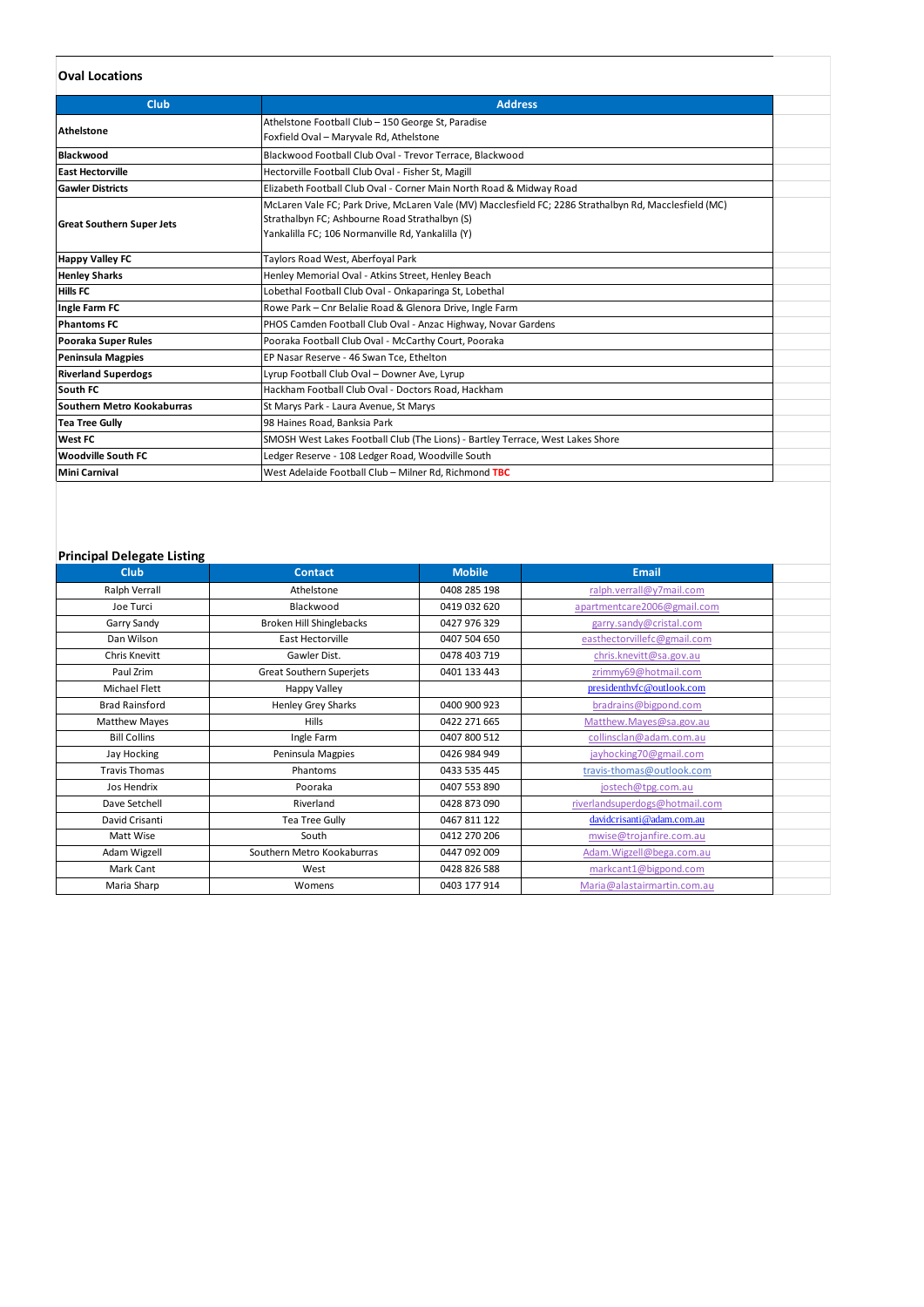## Oval Locations

| Club | Address |
|---|---|
| **Athelstone** | Athelstone Football Club – 150 George St, Paradise<br>Foxfield Oval – Maryvale Rd, Athelstone |
| **Blackwood** | Blackwood Football Club Oval - Trevor Terrace, Blackwood |
| **East Hectorville** | Hectorville Football Club Oval - Fisher St, Magill |
| **Gawler Districts** | Elizabeth Football Club Oval - Corner Main North Road & Midway Road |
| **Great Southern Super Jets** | McLaren Vale FC; Park Drive, McLaren Vale (MV) Macclesfield FC; 2286 Strathalbyn Rd, Macclesfield (MC)<br>Strathalbyn FC; Ashbourne Road Strathalbyn (S)<br>Yankalilla FC; 106 Normanville Rd, Yankalilla (Y) |
| **Happy Valley FC** | Taylors Road West, Aberfoyal Park |
| **Henley Sharks** | Henley Memorial Oval - Atkins Street, Henley Beach |
| **Hills FC** | Lobethal Football Club Oval - Onkaparinga St, Lobethal |
| **Ingle Farm FC** | Rowe Park – Cnr Belalie Road & Glenora Drive, Ingle Farm |
| **Phantoms FC** | PHOS Camden Football Club Oval - Anzac Highway, Novar Gardens |
| **Pooraka Super Rules** | Pooraka Football Club Oval - McCarthy Court, Pooraka |
| **Peninsula Magpies** | EP Nasar Reserve - 46 Swan Tce, Ethelton |
| **Riverland Superdogs** | Lyrup Football Club Oval – Downer Ave, Lyrup |
| **South FC** | Hackham Football Club Oval - Doctors Road, Hackham |
| **Southern Metro Kookaburras** | St Marys Park - Laura Avenue, St Marys |
| **Tea Tree Gully** | 98 Haines Road, Banksia Park |
| **West FC** | SMOSH West Lakes Football Club (The Lions) - Bartley Terrace, West Lakes Shore |
| **Woodville South FC** | Ledger Reserve - 108 Ledger Road, Woodville South |
| **Mini Carnival** | West Adelaide Football Club – Milner Rd, Richmond **TBC** |

## Principal Delegate Listing

| Club | Contact | Mobile | Email |
|---|---|---|---|
| Ralph Verrall | Athelstone | 0408 285 198 | ralph.verrall@y7mail.com |
| Joe Turci | Blackwood | 0419 032 620 | apartmentcare2006@gmail.com |
| Garry Sandy | Broken Hill Shinglebacks | 0427 976 329 | garry.sandy@cristal.com |
| Dan Wilson | East Hectorville | 0407 504 650 | easthectorvillefc@gmail.com |
| Chris Knevitt | Gawler Dist. | 0478 403 719 | chris.knevitt@sa.gov.au |
| Paul Zrim | Great Southern Superjets | 0401 133 443 | zrimmy69@hotmail.com |
| Michael Flett | Happy Valley | | presidenthvfc@outlook.com |
| Brad Rainsford | Henley Grey Sharks | 0400 900 923 | bradrains@bigpond.com |
| Matthew Mayes | Hills | 0422 271 665 | Matthew.Mayes@sa.gov.au |
| Bill Collins | Ingle Farm | 0407 800 512 | collinsclan@adam.com.au |
| Jay Hocking | Peninsula Magpies | 0426 984 949 | jayhocking70@gmail.com |
| Travis Thomas | Phantoms | 0433 535 445 | travis-thomas@outlook.com |
| Jos Hendrix | Pooraka | 0407 553 890 | jostech@tpg.com.au |
| Dave Setchell | Riverland | 0428 873 090 | riverlandsuperdogs@hotmail.com |
| David Crisanti | Tea Tree Gully | 0467 811 122 | davidcrisanti@adam.com.au |
| Matt Wise | South | 0412 270 206 | mwise@trojanfire.com.au |
| Adam Wigzell | Southern Metro Kookaburras | 0447 092 009 | Adam.Wigzell@bega.com.au |
| Mark Cant | West | 0428 826 588 | markcant1@bigpond.com |
| Maria Sharp | Womens | 0403 177 914 | Maria@alastairmartin.com.au |